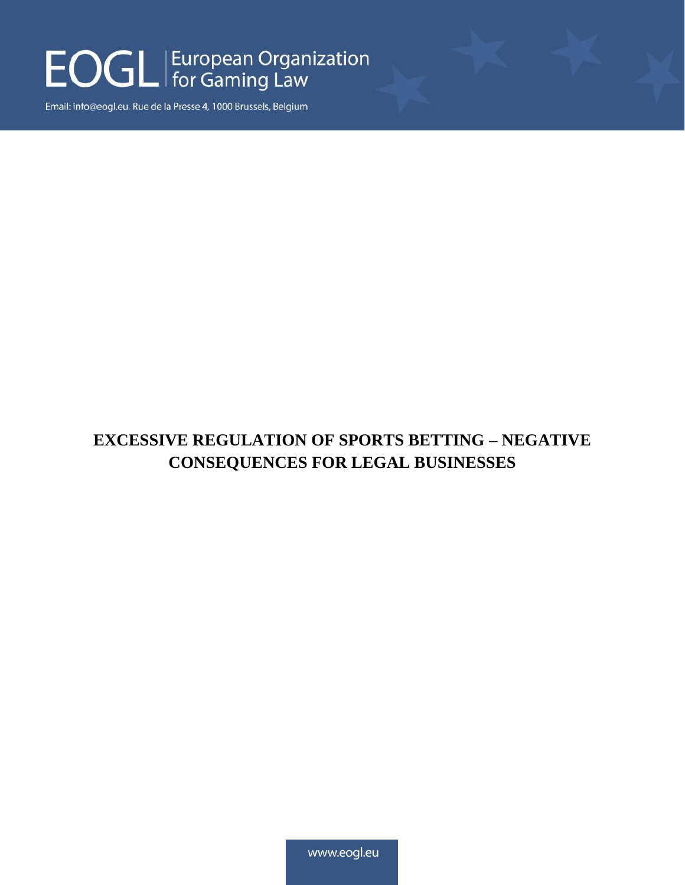EOGL | European Organization for Gaming Law

Email: info@eogl.eu, Rue de la Presse 4, 1000 Brussels, Belgium

# EXCESSIVE REGULATION OF SPORTS BETTING – NEGATIVE CONSEQUENCES FOR LEGAL BUSINESSES

www.eogl.eu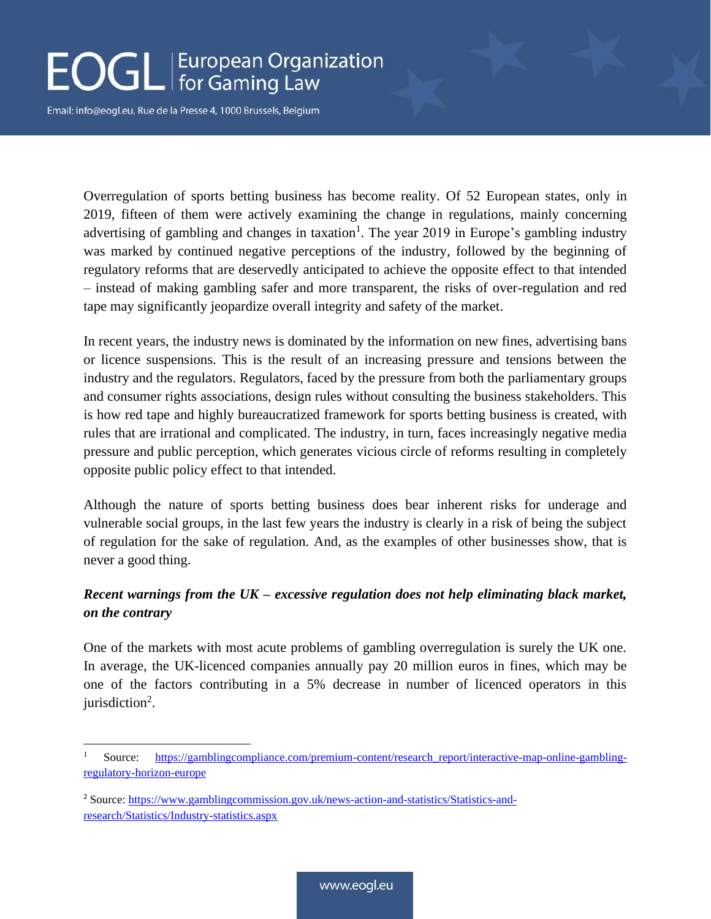Overregulation of sports betting business has become reality. Of 52 European states, only in 2019, fifteen of them were actively examining the change in regulations, mainly concerning advertising of gambling and changes in taxation[1]. The year 2019 in Europe's gambling industry was marked by continued negative perceptions of the industry, followed by the beginning of regulatory reforms that are deservedly anticipated to achieve the opposite effect to that intended – instead of making gambling safer and more transparent, the risks of over-regulation and red tape may significantly jeopardize overall integrity and safety of the market.

In recent years, the industry news is dominated by the information on new fines, advertising bans or licence suspensions. This is the result of an increasing pressure and tensions between the industry and the regulators. Regulators, faced by the pressure from both the parliamentary groups and consumer rights associations, design rules without consulting the business stakeholders. This is how red tape and highly bureaucratized framework for sports betting business is created, with rules that are irrational and complicated. The industry, in turn, faces increasingly negative media pressure and public perception, which generates vicious circle of reforms resulting in completely opposite public policy effect to that intended.

Although the nature of sports betting business does bear inherent risks for underage and vulnerable social groups, in the last few years the industry is clearly in a risk of being the subject of regulation for the sake of regulation. And, as the examples of other businesses show, that is never a good thing.

***Recent warnings from the UK – excessive regulation does not help eliminating black market, on the contrary***

One of the markets with most acute problems of gambling overregulation is surely the UK one. In average, the UK-licenced companies annually pay 20 million euros in fines, which may be one of the factors contributing in a 5% decrease in number of licenced operators in this jurisdiction[2].

---

[1] Source: https://gamblingcompliance.com/premium-content/research_report/interactive-map-online-gambling-regulatory-horizon-europe

[2] Source: https://www.gamblingcommission.gov.uk/news-action-and-statistics/Statistics-and-research/Statistics/Industry-statistics.aspx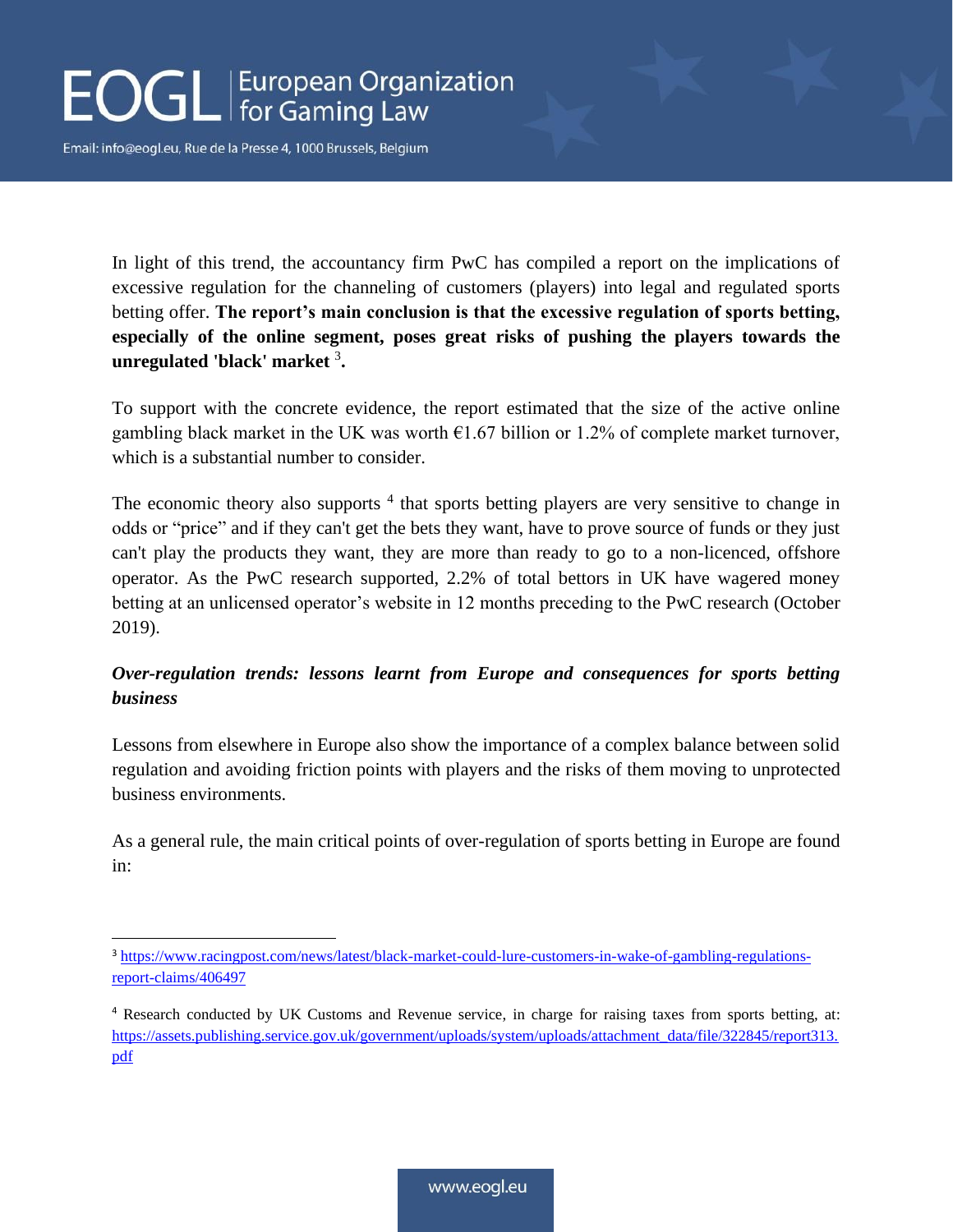In light of this trend, the accountancy firm PwC has compiled a report on the implications of excessive regulation for the channeling of customers (players) into legal and regulated sports betting offer. **The report's main conclusion is that the excessive regulation of sports betting, especially of the online segment, poses great risks of pushing the players towards the unregulated 'black' market [3].**

To support with the concrete evidence, the report estimated that the size of the active online gambling black market in the UK was worth €1.67 billion or 1.2% of complete market turnover, which is a substantial number to consider.

The economic theory also supports [4] that sports betting players are very sensitive to change in odds or "price" and if they can't get the bets they want, have to prove source of funds or they just can't play the products they want, they are more than ready to go to a non-licenced, offshore operator. As the PwC research supported, 2.2% of total bettors in UK have wagered money betting at an unlicensed operator's website in 12 months preceding to the PwC research (October 2019).

***Over-regulation trends: lessons learnt from Europe and consequences for sports betting business***

Lessons from elsewhere in Europe also show the importance of a complex balance between solid regulation and avoiding friction points with players and the risks of them moving to unprotected business environments.

As a general rule, the main critical points of over-regulation of sports betting in Europe are found in:

---

[3] https://www.racingpost.com/news/latest/black-market-could-lure-customers-in-wake-of-gambling-regulations-report-claims/406497

[4] Research conducted by UK Customs and Revenue service, in charge for raising taxes from sports betting, at: https://assets.publishing.service.gov.uk/government/uploads/system/uploads/attachment_data/file/322845/report313.pdf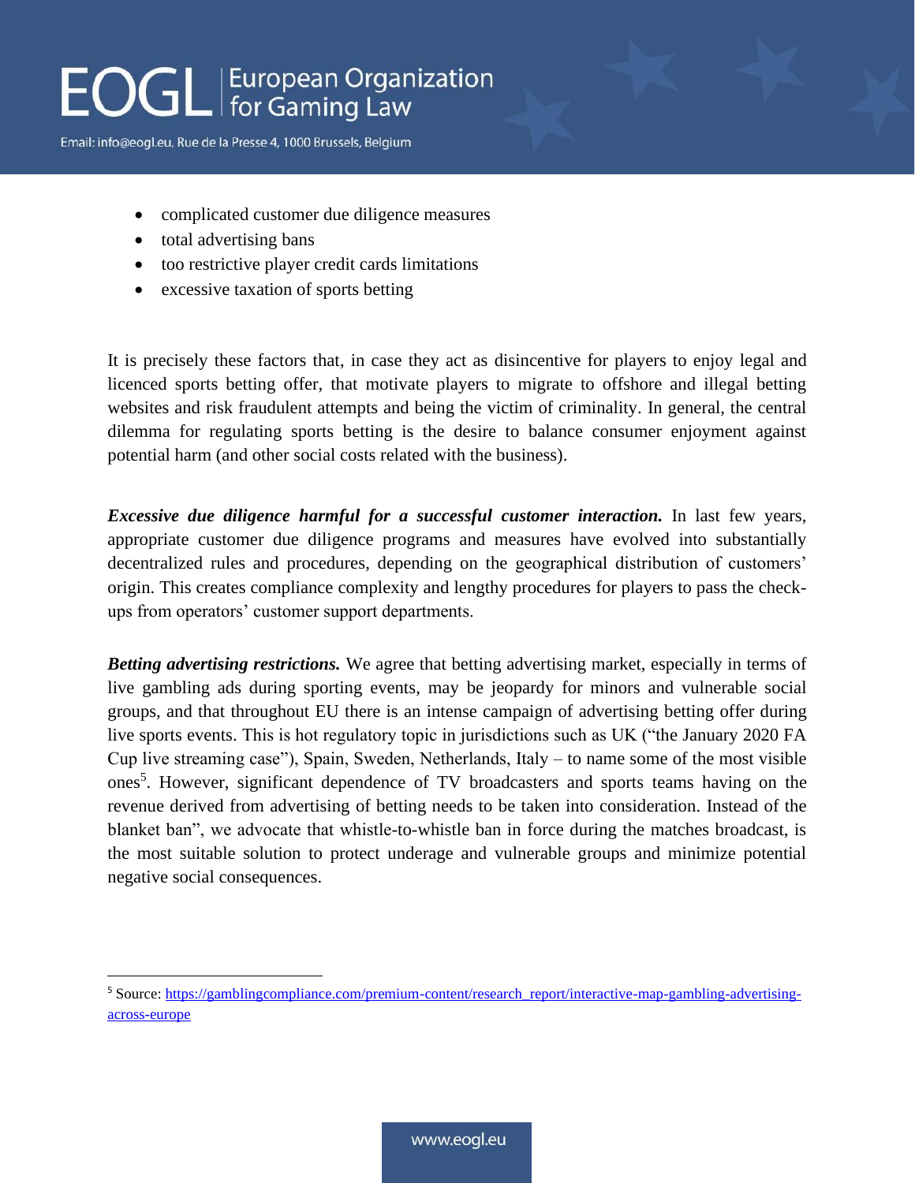- complicated customer due diligence measures
- total advertising bans
- too restrictive player credit cards limitations
- excessive taxation of sports betting

It is precisely these factors that, in case they act as disincentive for players to enjoy legal and licenced sports betting offer, that motivate players to migrate to offshore and illegal betting websites and risk fraudulent attempts and being the victim of criminality. In general, the central dilemma for regulating sports betting is the desire to balance consumer enjoyment against potential harm (and other social costs related with the business).

***Excessive due diligence harmful for a successful customer interaction.*** In last few years, appropriate customer due diligence programs and measures have evolved into substantially decentralized rules and procedures, depending on the geographical distribution of customers' origin. This creates compliance complexity and lengthy procedures for players to pass the check-ups from operators' customer support departments.

***Betting advertising restrictions.*** We agree that betting advertising market, especially in terms of live gambling ads during sporting events, may be jeopardy for minors and vulnerable social groups, and that throughout EU there is an intense campaign of advertising betting offer during live sports events. This is hot regulatory topic in jurisdictions such as UK ("the January 2020 FA Cup live streaming case"), Spain, Sweden, Netherlands, Italy – to name some of the most visible ones[5]. However, significant dependence of TV broadcasters and sports teams having on the revenue derived from advertising of betting needs to be taken into consideration. Instead of the blanket ban", we advocate that whistle-to-whistle ban in force during the matches broadcast, is the most suitable solution to protect underage and vulnerable groups and minimize potential negative social consequences.

---

[5] Source: [https://gamblingcompliance.com/premium-content/research_report/interactive-map-gambling-advertising-across-europe](https://gamblingcompliance.com/premium-content/research_report/interactive-map-gambling-advertising-across-europe)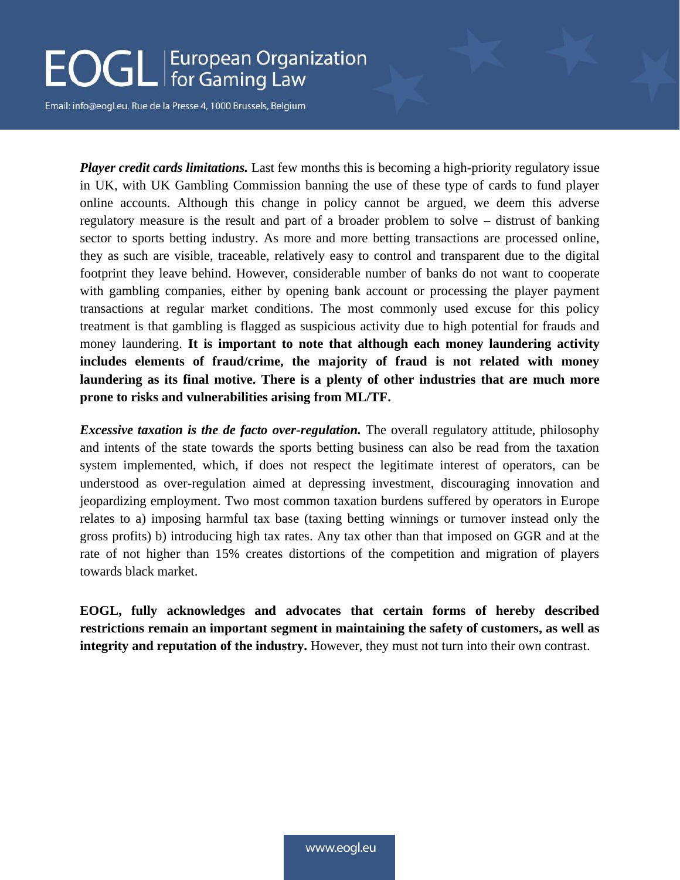***Player credit cards limitations.*** Last few months this is becoming a high-priority regulatory issue in UK, with UK Gambling Commission banning the use of these type of cards to fund player online accounts. Although this change in policy cannot be argued, we deem this adverse regulatory measure is the result and part of a broader problem to solve – distrust of banking sector to sports betting industry. As more and more betting transactions are processed online, they as such are visible, traceable, relatively easy to control and transparent due to the digital footprint they leave behind. However, considerable number of banks do not want to cooperate with gambling companies, either by opening bank account or processing the player payment transactions at regular market conditions. The most commonly used excuse for this policy treatment is that gambling is flagged as suspicious activity due to high potential for frauds and money laundering. **It is important to note that although each money laundering activity includes elements of fraud/crime, the majority of fraud is not related with money laundering as its final motive. There is a plenty of other industries that are much more prone to risks and vulnerabilities arising from ML/TF.**

***Excessive taxation is the de facto over-regulation.*** The overall regulatory attitude, philosophy and intents of the state towards the sports betting business can also be read from the taxation system implemented, which, if does not respect the legitimate interest of operators, can be understood as over-regulation aimed at depressing investment, discouraging innovation and jeopardizing employment. Two most common taxation burdens suffered by operators in Europe relates to a) imposing harmful tax base (taxing betting winnings or turnover instead only the gross profits) b) introducing high tax rates. Any tax other than that imposed on GGR and at the rate of not higher than 15% creates distortions of the competition and migration of players towards black market.

**EOGL, fully acknowledges and advocates that certain forms of hereby described restrictions remain an important segment in maintaining the safety of customers, as well as integrity and reputation of the industry.** However, they must not turn into their own contrast.